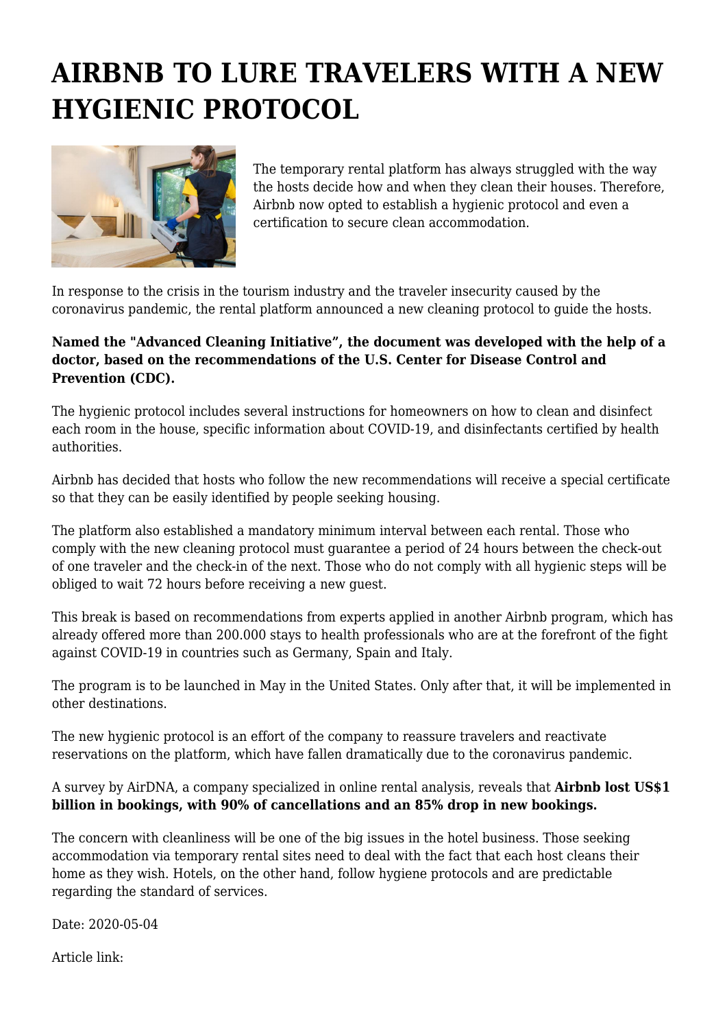# AIRBNB TO LURE TRAVELERS WITH A NEW HYGIENIC PROTOCOL

The temporary rental platform has always struggled with the way the hosts decide how and when they clean their houses. Therefore, Airbnb now opted to establish a hygienic protocol and even a certification to secure clean accommodation.

In response to the crisis in the tourism industry and the traveler insecurity caused by the coronavirus pandemic, the rental platform announced a new cleaning protocol to guide the hosts.

**Named the "Advanced Cleaning Initiative", the document was developed with the help of a doctor, based on the recommendations of the U.S. Center for Disease Control and Prevention (CDC).**

The hygienic protocol includes several instructions for homeowners on how to clean and disinfect each room in the house, specific information about COVID-19, and disinfectants certified by health authorities.

Airbnb has decided that hosts who follow the new recommendations will receive a special certificate so that they can be easily identified by people seeking housing.

The platform also established a mandatory minimum interval between each rental. Those who comply with the new cleaning protocol must guarantee a period of 24 hours between the check-out of one traveler and the check-in of the next. Those who do not comply with all hygienic steps will be obliged to wait 72 hours before receiving a new guest.

This break is based on recommendations from experts applied in another Airbnb program, which has already offered more than 200.000 stays to health professionals who are at the forefront of the fight against COVID-19 in countries such as Germany, Spain and Italy.

The program is to be launched in May in the United States. Only after that, it will be implemented in other destinations.

The new hygienic protocol is an effort of the company to reassure travelers and reactivate reservations on the platform, which have fallen dramatically due to the coronavirus pandemic.

A survey by AirDNA, a company specialized in online rental analysis, reveals that **Airbnb lost US$1 billion in bookings, with 90% of cancellations and an 85% drop in new bookings.**

The concern with cleanliness will be one of the big issues in the hotel business. Those seeking accommodation via temporary rental sites need to deal with the fact that each host cleans their home as they wish. Hotels, on the other hand, follow hygiene protocols and are predictable regarding the standard of services.

Date: 2020-05-04

Article link: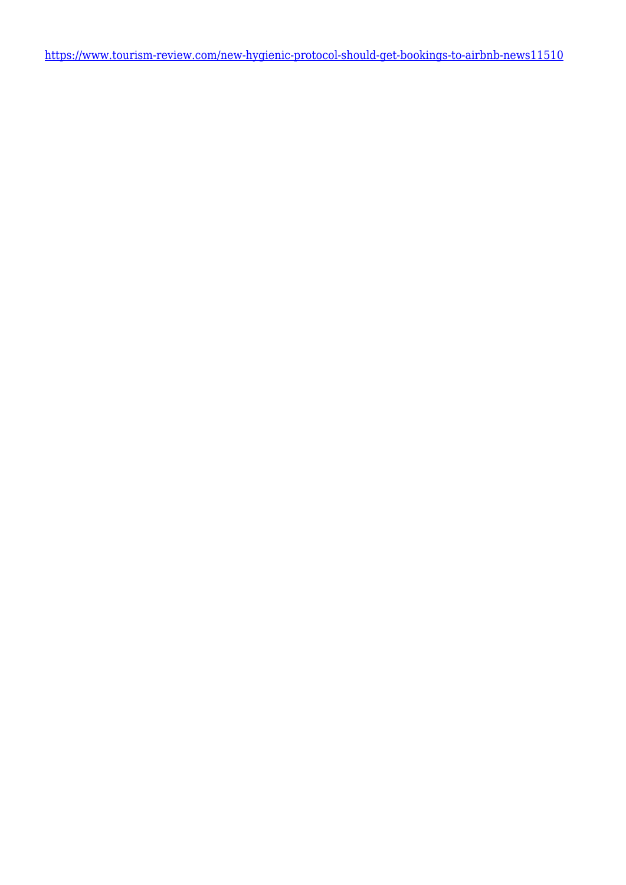https://www.tourism-review.com/new-hygienic-protocol-should-get-bookings-to-airbnb-news11510